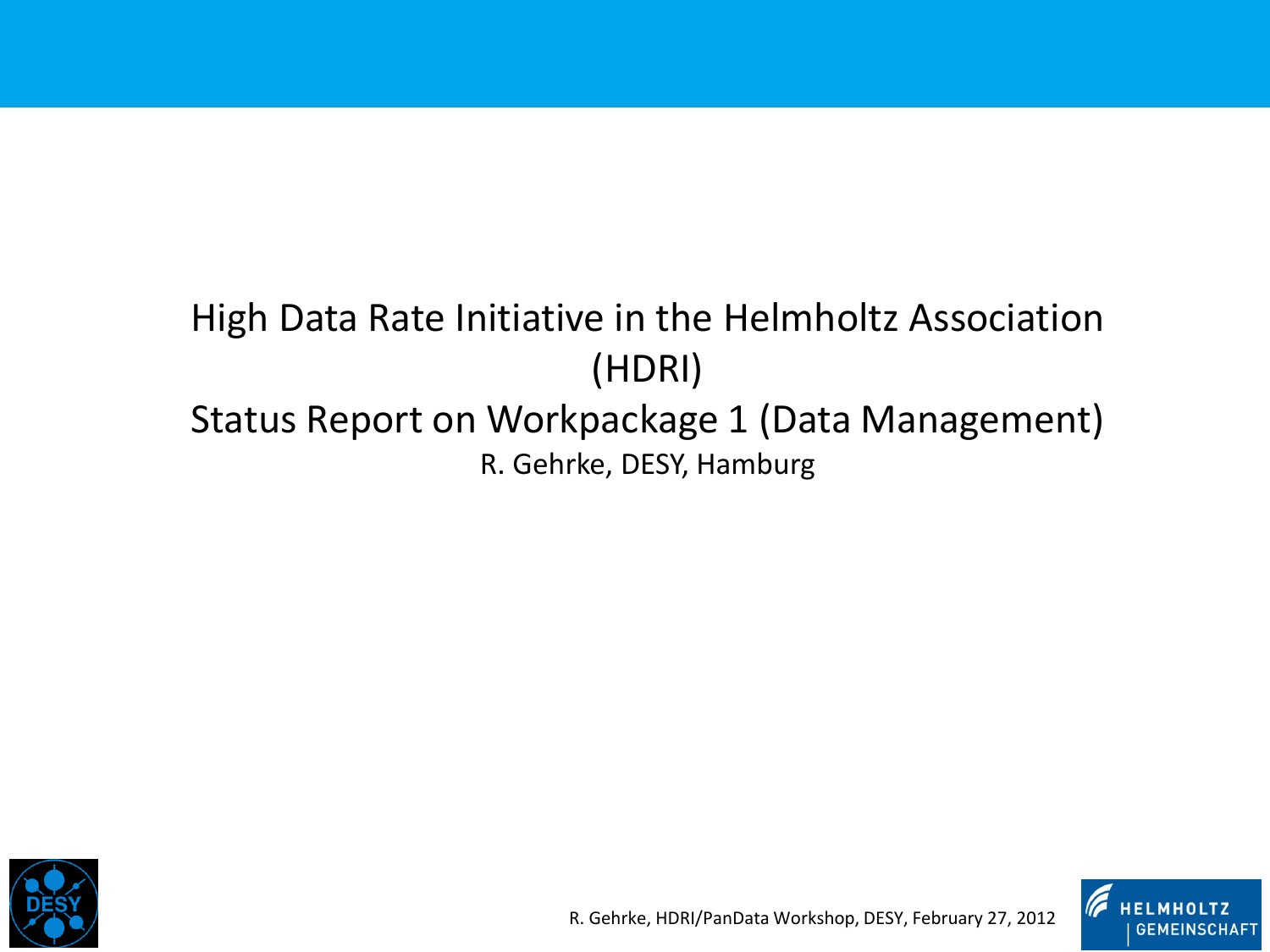# High Data Rate Initiative in the Helmholtz Association (HDRI)

## Status Report on Workpackage 1 (Data Management)

R. Gehrke, DESY, Hamburg

R. Gehrke, HDRI/PanData Workshop, DESY, February 27, 2012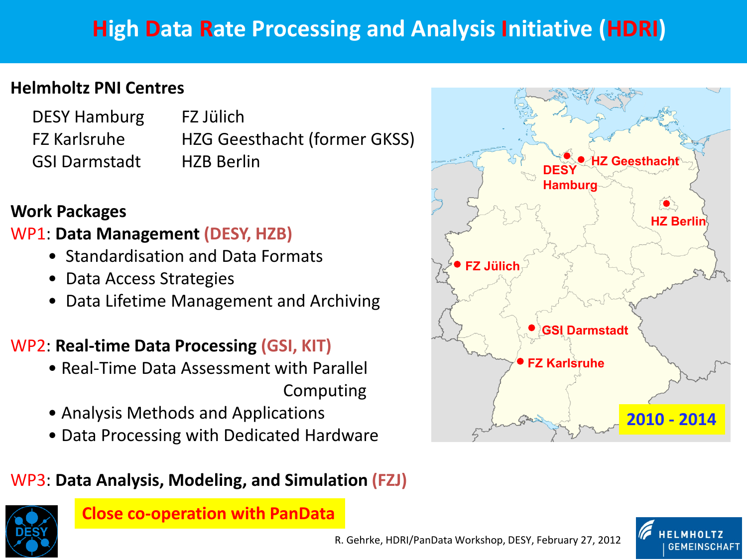# High Data Rate Processing and Analysis Initiative (HDRI)

**Helmholtz PNI Centres**

| | |
|---|---|
| DESY Hamburg | FZ Jülich |
| FZ Karlsruhe | HZG Geesthacht (former GKSS) |
| GSI Darmstadt | HZB Berlin |

DESY Hamburg, HZ Geesthacht, HZ Berlin, FZ Jülich, GSI Darmstadt, FZ Karlsruhe

**2010 - 2014**

**Work Packages**

WP1: **Data Management (DESY, HZB)**

- Standardisation and Data Formats
- Data Access Strategies
- Data Lifetime Management and Archiving

WP2: **Real-time Data Processing (GSI, KIT)**

- Real-Time Data Assessment with Parallel Computing
- Analysis Methods and Applications
- Data Processing with Dedicated Hardware

WP3: **Data Analysis, Modeling, and Simulation (FZJ)**

**Close co-operation with PanData**

R. Gehrke, HDRI/PanData Workshop, DESY, February 27, 2012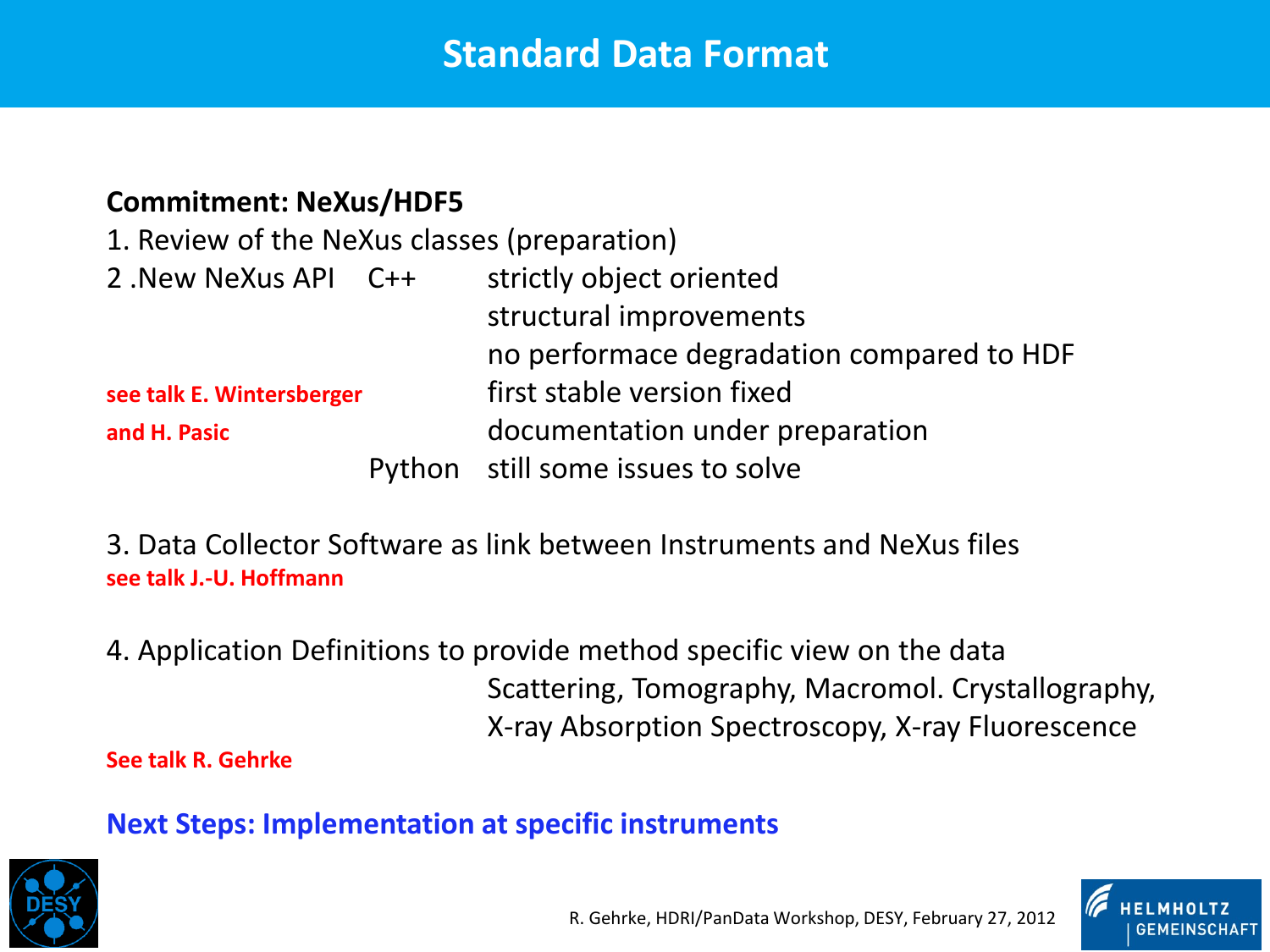# Standard Data Format

**Commitment: NeXus/HDF5**

1. Review of the NeXus classes (preparation)
2. New NeXus API
   - C++
     - strictly object oriented
     - structural improvements
     - no performace degradation compared to HDF
     - first stable version fixed
     - documentation under preparation
   - Python
     - still some issues to solve

   **see talk E. Wintersberger and H. Pasic**

3. Data Collector Software as link between Instruments and NeXus files

   **see talk J.-U. Hoffmann**

4. Application Definitions to provide method specific view on the data

   Scattering, Tomography, Macromol. Crystallography, X-ray Absorption Spectroscopy, X-ray Fluorescence

   **See talk R. Gehrke**

**Next Steps: Implementation at specific instruments**

R. Gehrke, HDRI/PanData Workshop, DESY, February 27, 2012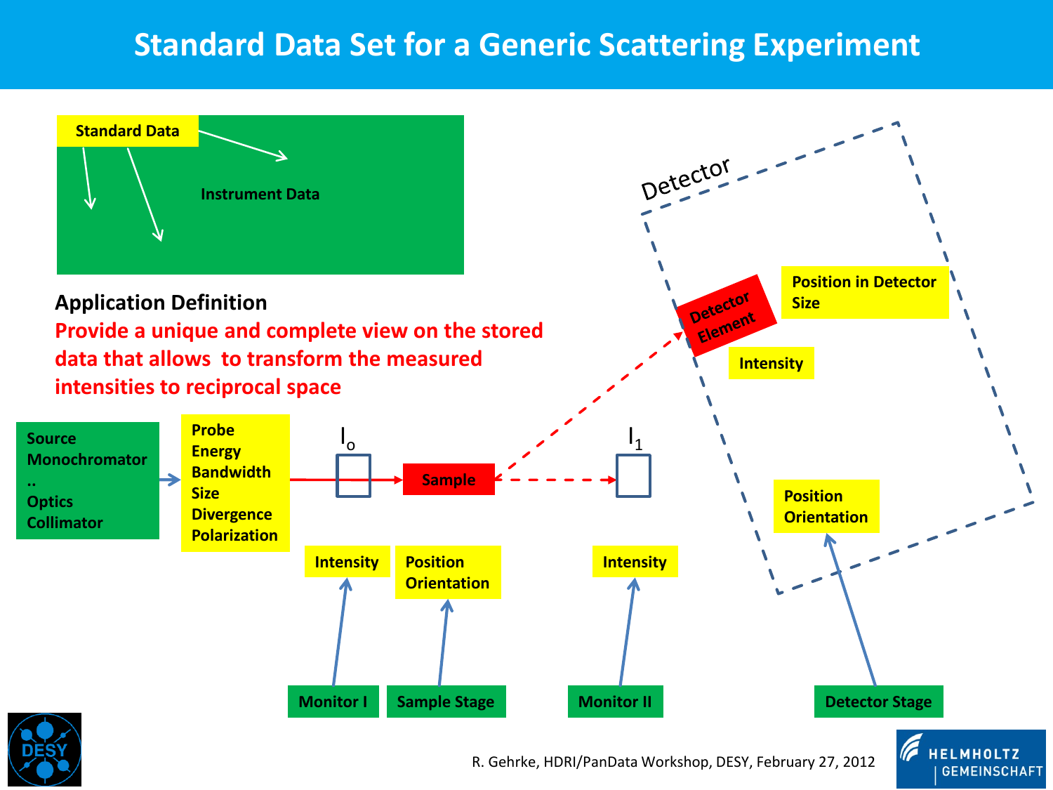# Standard Data Set for a Generic Scattering Experiment

**Standard Data**

**Instrument Data**

**Application Definition**

**Provide a unique and complete view on the stored data that allows to transform the measured intensities to reciprocal space**

**Source**
**Monochromator**
**..**
**Optics**
**Collimator**

**Probe**
**Energy**
**Bandwidth**
**Size**
**Divergence**
**Polarization**

$I_o$

**Sample**

$I_1$

Detector

**Detector Element**

**Position in Detector**
**Size**

**Intensity**

**Position**
**Orientation**

**Intensity** — **Monitor I**

**Position**
**Orientation** — **Sample Stage**

**Intensity** — **Monitor II**

**Detector Stage**

R. Gehrke, HDRI/PanData Workshop, DESY, February 27, 2012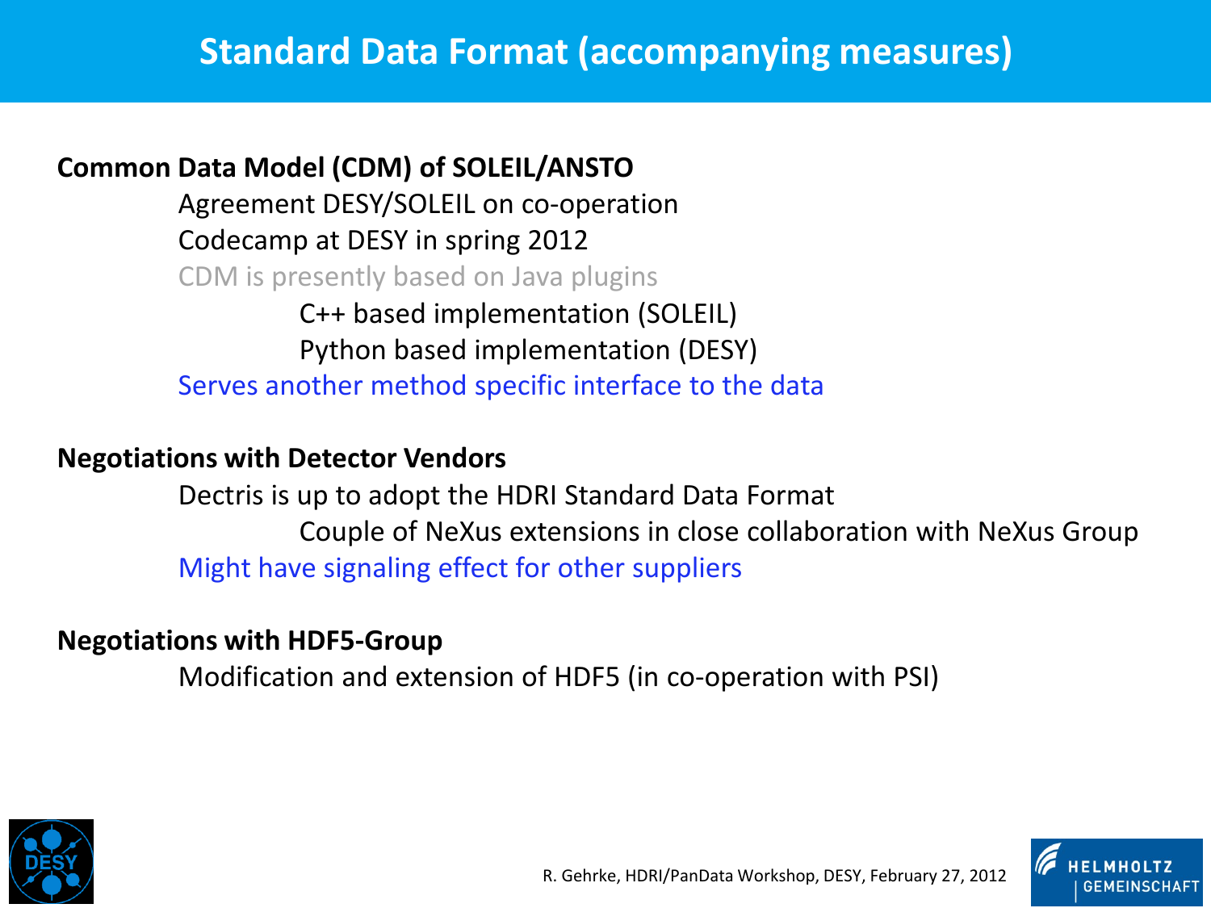# Standard Data Format (accompanying measures)

**Common Data Model (CDM) of SOLEIL/ANSTO**

- Agreement DESY/SOLEIL on co-operation
- Codecamp at DESY in spring 2012
- CDM is presently based on Java plugins
  - C++ based implementation (SOLEIL)
  - Python based implementation (DESY)
- Serves another method specific interface to the data

**Negotiations with Detector Vendors**

- Dectris is up to adopt the HDRI Standard Data Format
  - Couple of NeXus extensions in close collaboration with NeXus Group
- Might have signaling effect for other suppliers

**Negotiations with HDF5-Group**

- Modification and extension of HDF5 (in co-operation with PSI)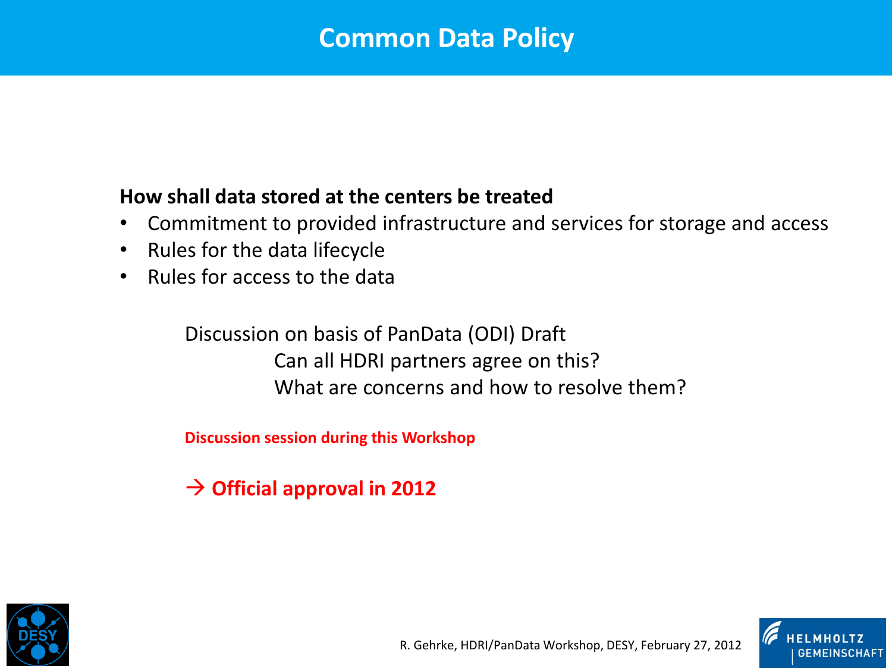# Common Data Policy

**How shall data stored at the centers be treated**

- Commitment to provided infrastructure and services for storage and access
- Rules for the data lifecycle
- Rules for access to the data

Discussion on basis of PanData (ODI) Draft

Can all HDRI partners agree on this?

What are concerns and how to resolve them?

**Discussion session during this Workshop**

**→ Official approval in 2012**

R. Gehrke, HDRI/PanData Workshop, DESY, February 27, 2012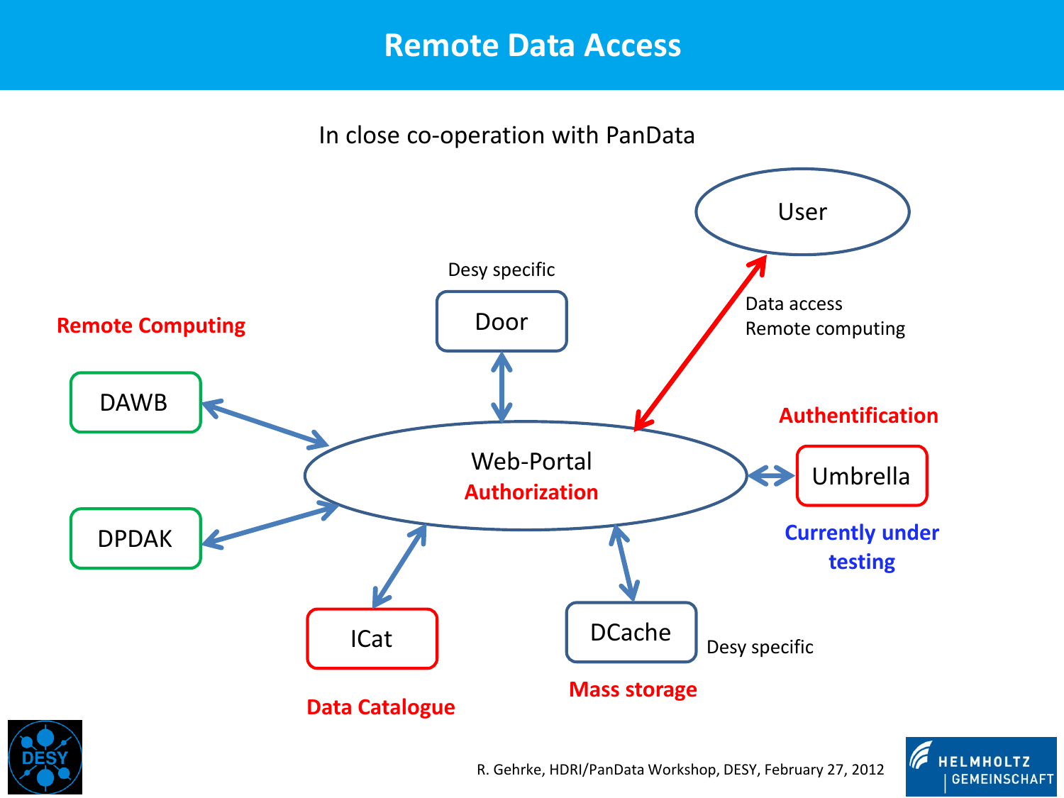# Remote Data Access

In close co-operation with PanData

User

Data access
Remote computing

Desy specific

Door

**Remote Computing**

DAWB

DPDAK

Web-Portal
**Authorization**

**Authentification**

Umbrella

**Currently under testing**

ICat

**Data Catalogue**

DCache

Desy specific

**Mass storage**

R. Gehrke, HDRI/PanData Workshop, DESY, February 27, 2012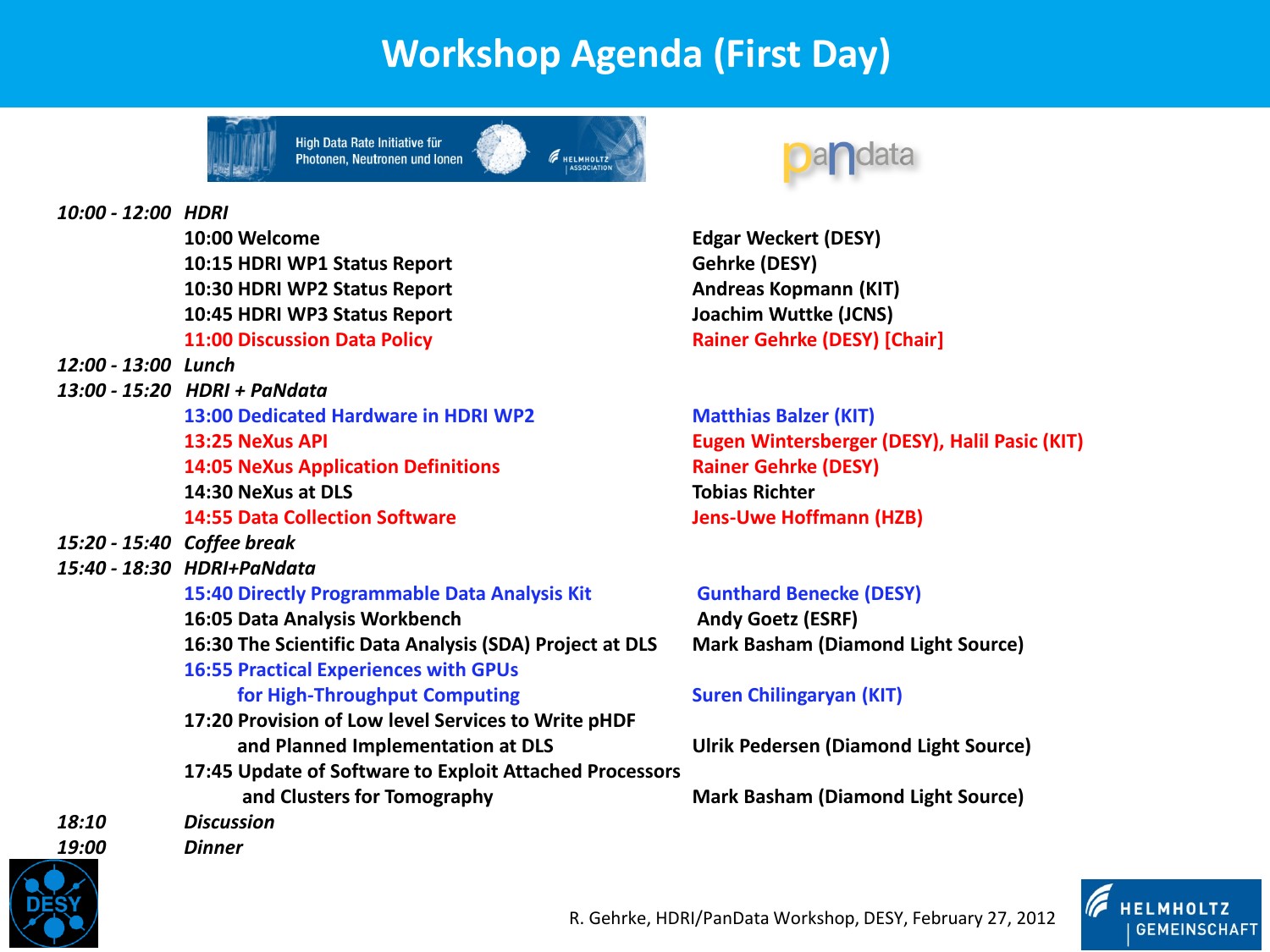# Workshop Agenda (First Day)

High Data Rate Initiative für Photonen, Neutronen und Ionen

panData

| | | |
|---|---|---|
| *10:00 - 12:00* | ***HDRI*** | |
| | **10:00 Welcome** | **Edgar Weckert (DESY)** |
| | **10:15 HDRI WP1 Status Report** | **Gehrke (DESY)** |
| | **10:30 HDRI WP2 Status Report** | **Andreas Kopmann (KIT)** |
| | **10:45 HDRI WP3 Status Report** | **Joachim Wuttke (JCNS)** |
| | **11:00 Discussion Data Policy** | **Rainer Gehrke (DESY) [Chair]** |
| *12:00 - 13:00* | ***Lunch*** | |
| *13:00 - 15:20* | ***HDRI + PaNdata*** | |
| | **13:00 Dedicated Hardware in HDRI WP2** | **Matthias Balzer (KIT)** |
| | **13:25 NeXus API** | **Eugen Wintersberger (DESY), Halil Pasic (KIT)** |
| | **14:05 NeXus Application Definitions** | **Rainer Gehrke (DESY)** |
| | **14:30 NeXus at DLS** | **Tobias Richter** |
| | **14:55 Data Collection Software** | **Jens-Uwe Hoffmann (HZB)** |
| *15:20 - 15:40* | ***Coffee break*** | |
| *15:40 - 18:30* | ***HDRI+PaNdata*** | |
| | **15:40 Directly Programmable Data Analysis Kit** | **Gunthard Benecke (DESY)** |
| | **16:05 Data Analysis Workbench** | **Andy Goetz (ESRF)** |
| | **16:30 The Scientific Data Analysis (SDA) Project at DLS** | **Mark Basham (Diamond Light Source)** |
| | **16:55 Practical Experiences with GPUs for High-Throughput Computing** | **Suren Chilingaryan (KIT)** |
| | **17:20 Provision of Low level Services to Write pHDF and Planned Implementation at DLS** | **Ulrik Pedersen (Diamond Light Source)** |
| | **17:45 Update of Software to Exploit Attached Processors and Clusters for Tomography** | **Mark Basham (Diamond Light Source)** |
| *18:10* | ***Discussion*** | |
| *19:00* | ***Dinner*** | |

R. Gehrke, HDRI/PanData Workshop, DESY, February 27, 2012